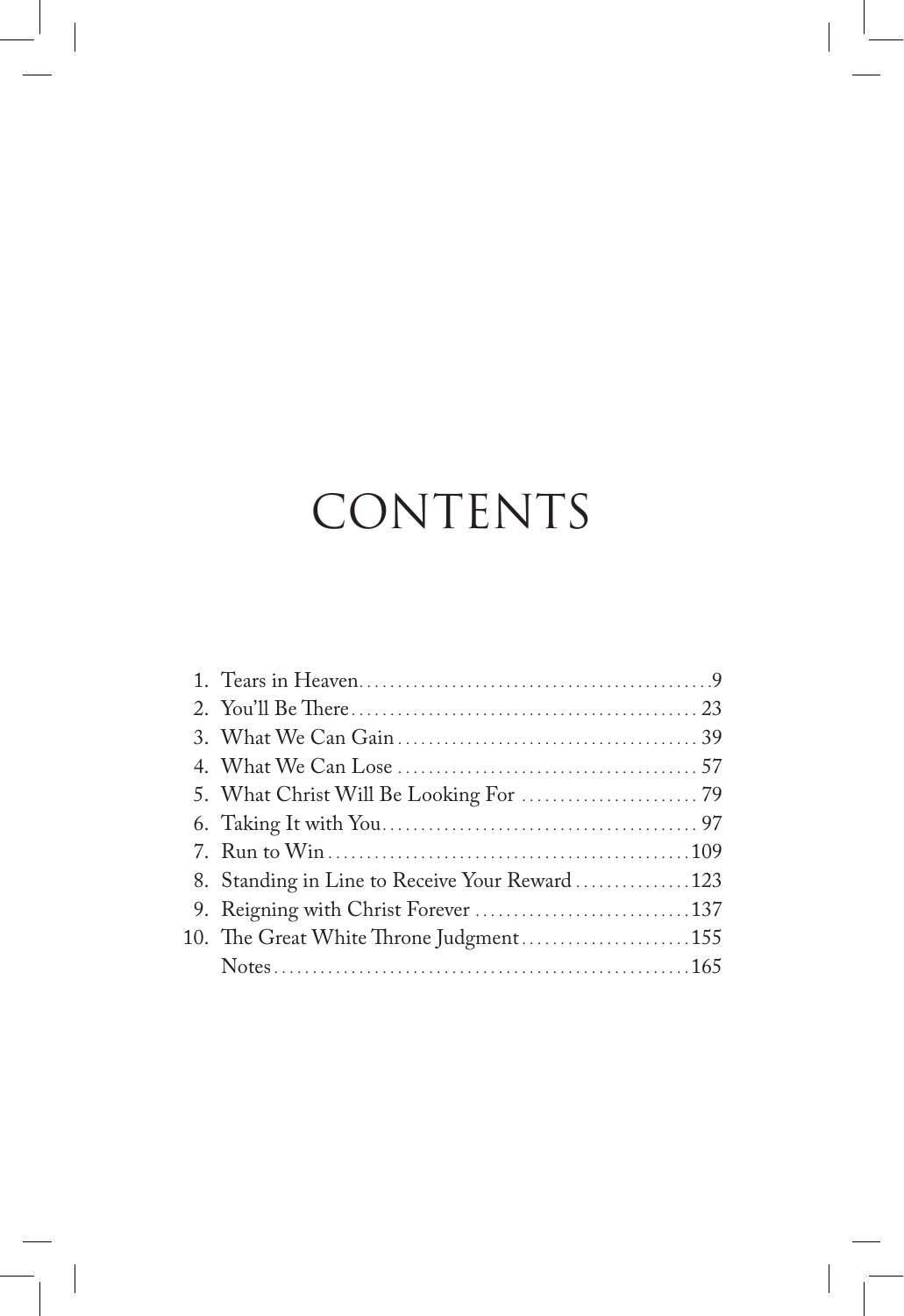# CONTENTS

1. Tears in Heaven . . . . . . . . . . . . . . . . . . . . . . . . . . . . . . . . . . . . . . . . . . . . . 9
2. You'll Be There . . . . . . . . . . . . . . . . . . . . . . . . . . . . . . . . . . . . . . . . . . . . 23
3. What We Can Gain . . . . . . . . . . . . . . . . . . . . . . . . . . . . . . . . . . . . . . . 39
4. What We Can Lose . . . . . . . . . . . . . . . . . . . . . . . . . . . . . . . . . . . . . . . 57
5. What Christ Will Be Looking For . . . . . . . . . . . . . . . . . . . . . . . 79
6. Taking It with You . . . . . . . . . . . . . . . . . . . . . . . . . . . . . . . . . . . . . . . . 97
7. Run to Win . . . . . . . . . . . . . . . . . . . . . . . . . . . . . . . . . . . . . . . . . . . . . . 109
8. Standing in Line to Receive Your Reward . . . . . . . . . . . . . . . 123
9. Reigning with Christ Forever . . . . . . . . . . . . . . . . . . . . . . . . . . . . 137
10. The Great White Throne Judgment . . . . . . . . . . . . . . . . . . . . . . 155

Notes . . . . . . . . . . . . . . . . . . . . . . . . . . . . . . . . . . . . . . . . . . . . . . . . . . . . . 165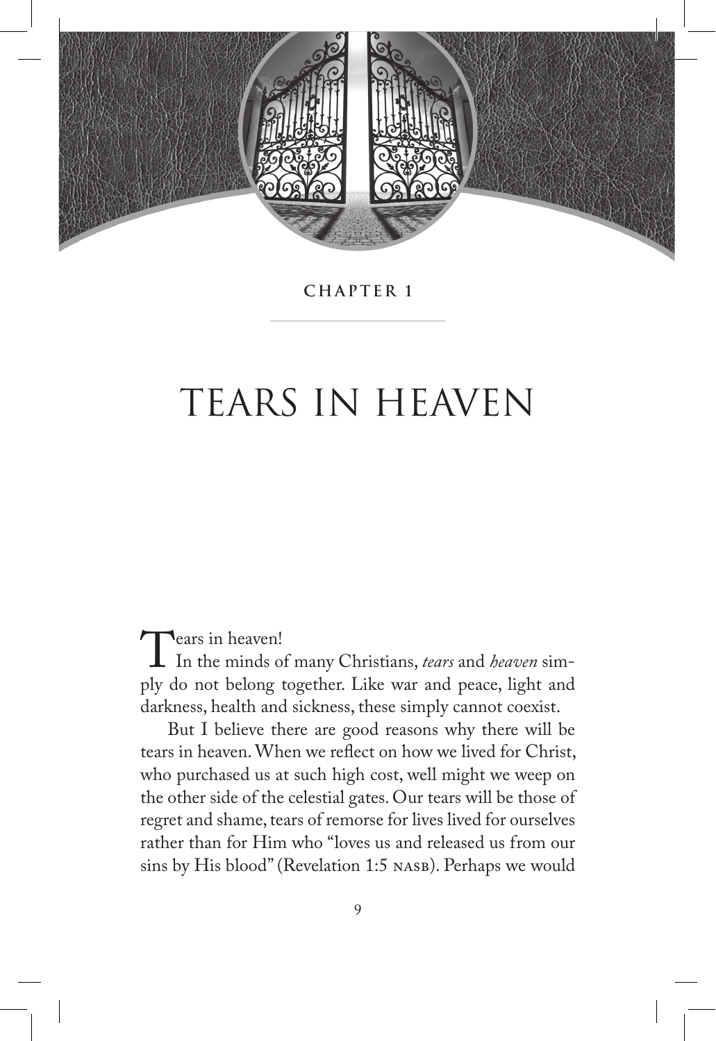CHAPTER 1

# TEARS IN HEAVEN

Tears in heaven!

In the minds of many Christians, *tears* and *heaven* simply do not belong together. Like war and peace, light and darkness, health and sickness, these simply cannot coexist.

But I believe there are good reasons why there will be tears in heaven. When we reflect on how we lived for Christ, who purchased us at such high cost, well might we weep on the other side of the celestial gates. Our tears will be those of regret and shame, tears of remorse for lives lived for ourselves rather than for Him who "loves us and released us from our sins by His blood" (Revelation 1:5 NASB). Perhaps we would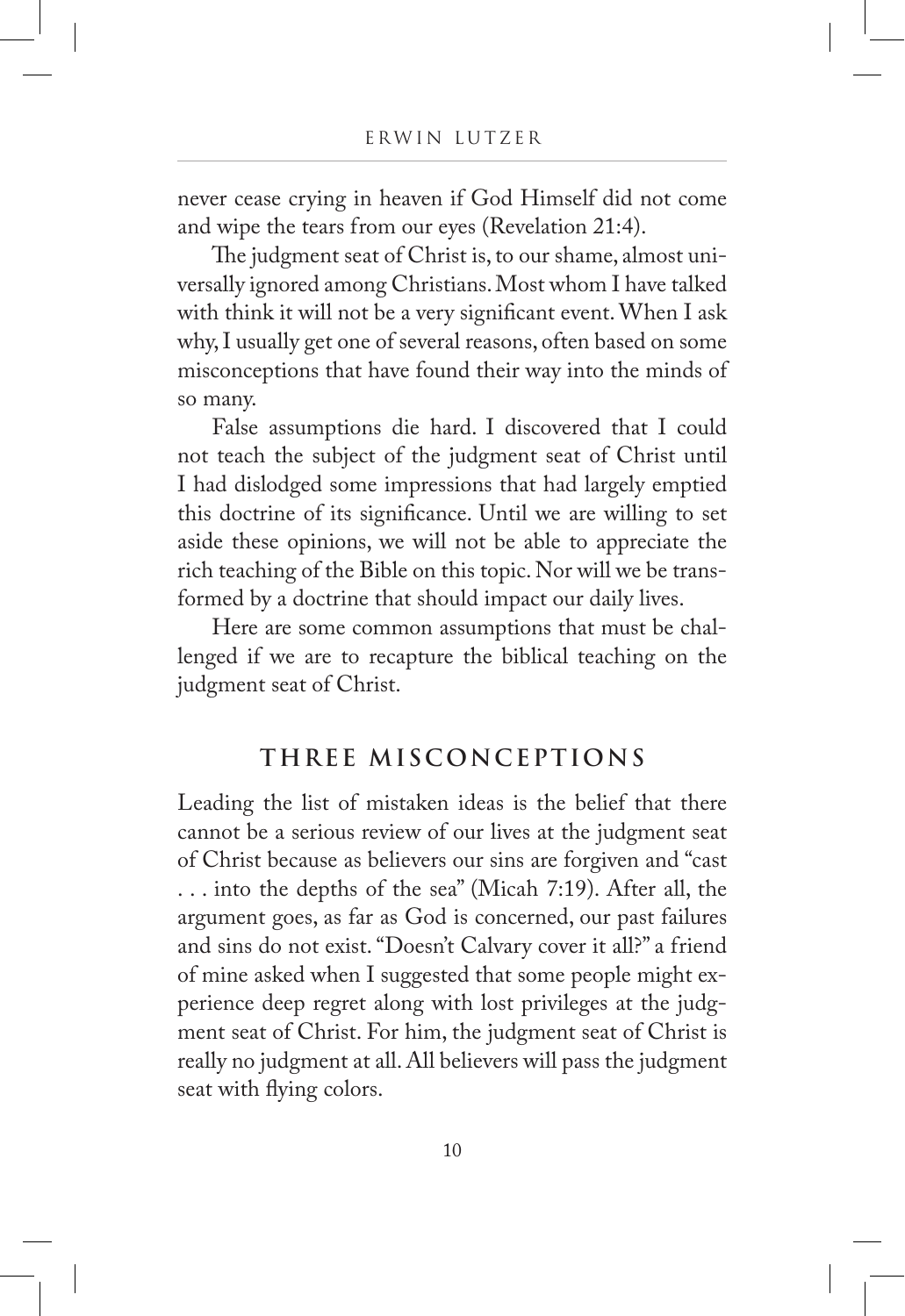never cease crying in heaven if God Himself did not come and wipe the tears from our eyes (Revelation 21:4).

The judgment seat of Christ is, to our shame, almost universally ignored among Christians. Most whom I have talked with think it will not be a very significant event. When I ask why, I usually get one of several reasons, often based on some misconceptions that have found their way into the minds of so many.

False assumptions die hard. I discovered that I could not teach the subject of the judgment seat of Christ until I had dislodged some impressions that had largely emptied this doctrine of its significance. Until we are willing to set aside these opinions, we will not be able to appreciate the rich teaching of the Bible on this topic. Nor will we be transformed by a doctrine that should impact our daily lives.

Here are some common assumptions that must be challenged if we are to recapture the biblical teaching on the judgment seat of Christ.

## THREE MISCONCEPTIONS

Leading the list of mistaken ideas is the belief that there cannot be a serious review of our lives at the judgment seat of Christ because as believers our sins are forgiven and "cast . . . into the depths of the sea" (Micah 7:19). After all, the argument goes, as far as God is concerned, our past failures and sins do not exist. "Doesn't Calvary cover it all?" a friend of mine asked when I suggested that some people might experience deep regret along with lost privileges at the judgment seat of Christ. For him, the judgment seat of Christ is really no judgment at all. All believers will pass the judgment seat with flying colors.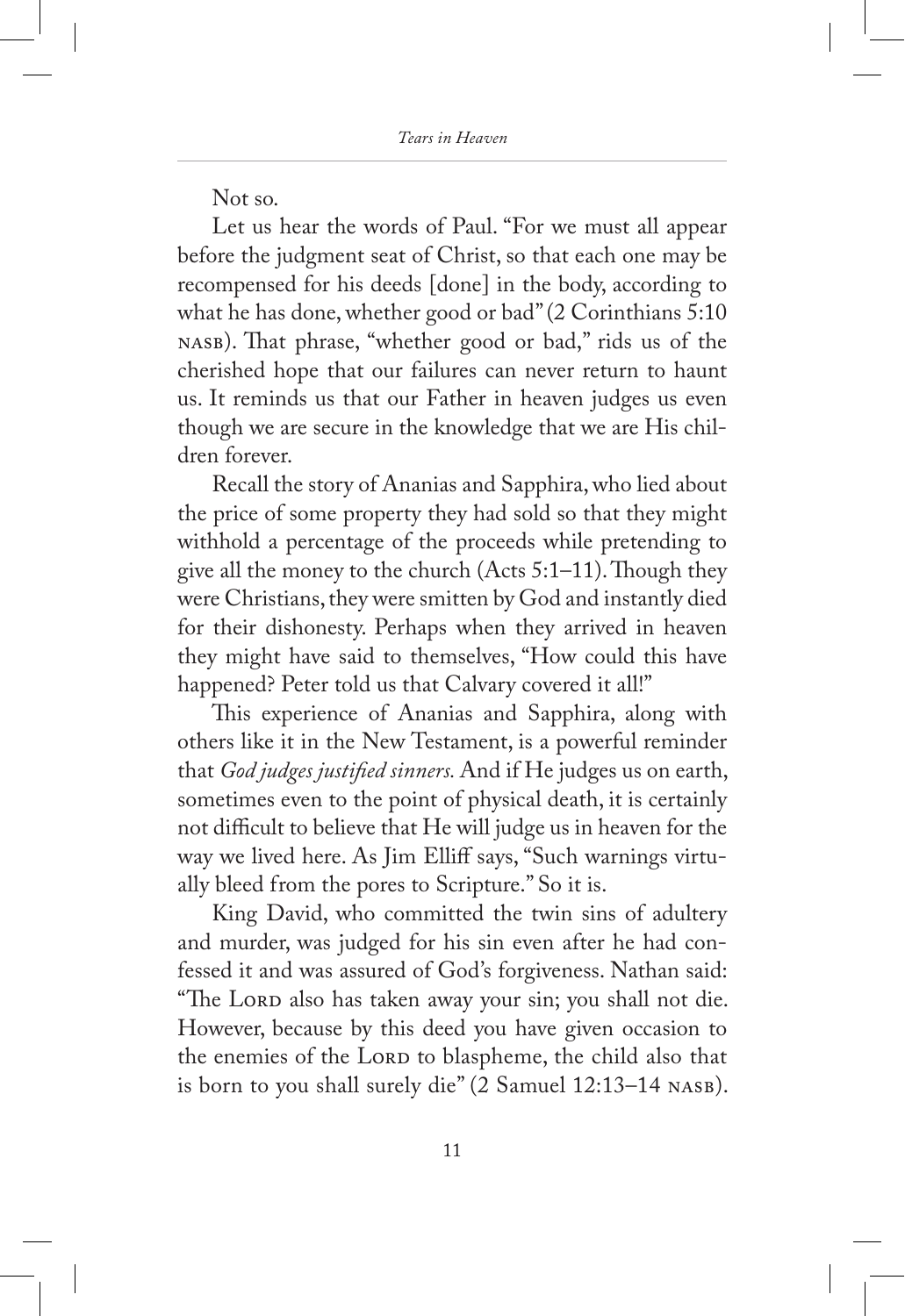Not so.

Let us hear the words of Paul. "For we must all appear before the judgment seat of Christ, so that each one may be recompensed for his deeds [done] in the body, according to what he has done, whether good or bad" (2 Corinthians 5:10 NASB). That phrase, "whether good or bad," rids us of the cherished hope that our failures can never return to haunt us. It reminds us that our Father in heaven judges us even though we are secure in the knowledge that we are His children forever.

Recall the story of Ananias and Sapphira, who lied about the price of some property they had sold so that they might withhold a percentage of the proceeds while pretending to give all the money to the church (Acts 5:1–11). Though they were Christians, they were smitten by God and instantly died for their dishonesty. Perhaps when they arrived in heaven they might have said to themselves, "How could this have happened? Peter told us that Calvary covered it all!"

This experience of Ananias and Sapphira, along with others like it in the New Testament, is a powerful reminder that *God judges justified sinners.* And if He judges us on earth, sometimes even to the point of physical death, it is certainly not difficult to believe that He will judge us in heaven for the way we lived here. As Jim Elliff says, "Such warnings virtually bleed from the pores to Scripture." So it is.

King David, who committed the twin sins of adultery and murder, was judged for his sin even after he had confessed it and was assured of God's forgiveness. Nathan said: "The LORD also has taken away your sin; you shall not die. However, because by this deed you have given occasion to the enemies of the LORD to blaspheme, the child also that is born to you shall surely die" (2 Samuel 12:13–14 NASB).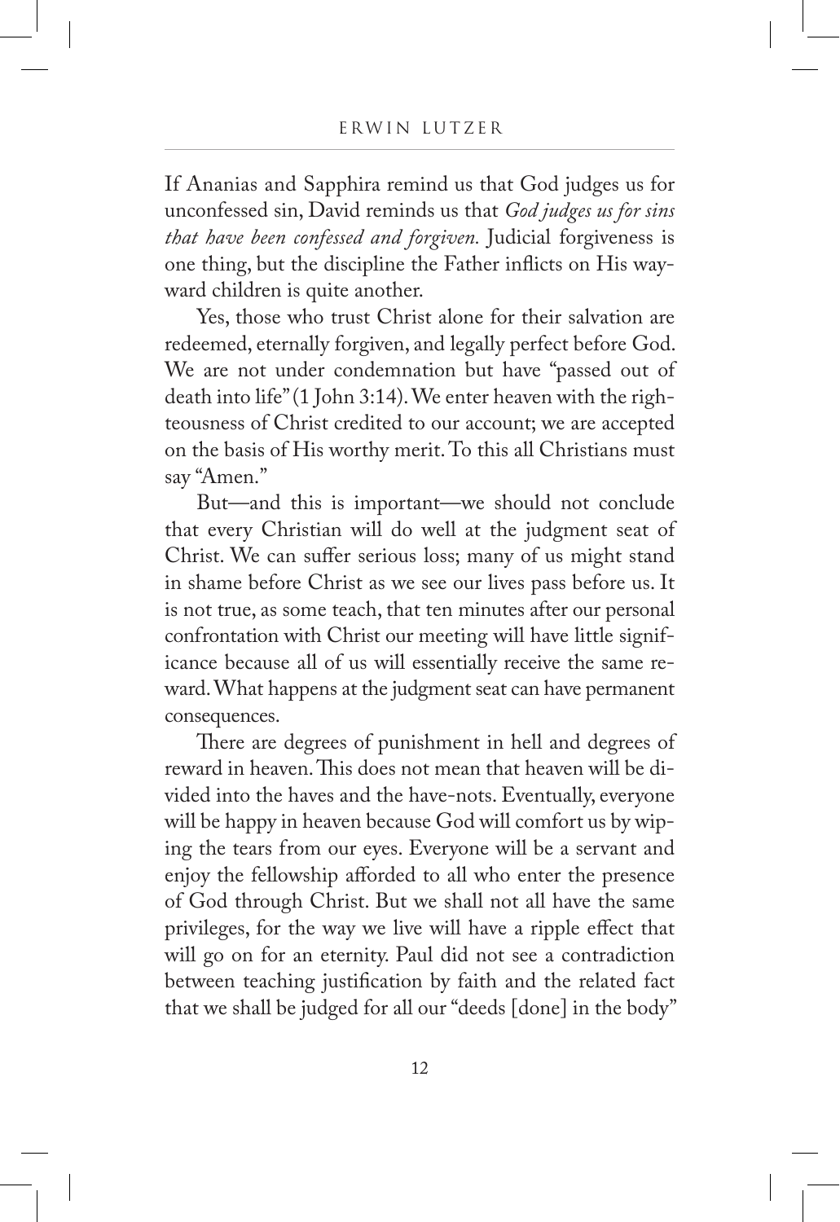If Ananias and Sapphira remind us that God judges us for unconfessed sin, David reminds us that *God judges us for sins that have been confessed and forgiven.* Judicial forgiveness is one thing, but the discipline the Father inflicts on His wayward children is quite another.

Yes, those who trust Christ alone for their salvation are redeemed, eternally forgiven, and legally perfect before God. We are not under condemnation but have "passed out of death into life" (1 John 3:14). We enter heaven with the righteousness of Christ credited to our account; we are accepted on the basis of His worthy merit. To this all Christians must say "Amen."

But—and this is important—we should not conclude that every Christian will do well at the judgment seat of Christ. We can suffer serious loss; many of us might stand in shame before Christ as we see our lives pass before us. It is not true, as some teach, that ten minutes after our personal confrontation with Christ our meeting will have little significance because all of us will essentially receive the same reward. What happens at the judgment seat can have permanent consequences.

There are degrees of punishment in hell and degrees of reward in heaven. This does not mean that heaven will be divided into the haves and the have-nots. Eventually, everyone will be happy in heaven because God will comfort us by wiping the tears from our eyes. Everyone will be a servant and enjoy the fellowship afforded to all who enter the presence of God through Christ. But we shall not all have the same privileges, for the way we live will have a ripple effect that will go on for an eternity. Paul did not see a contradiction between teaching justification by faith and the related fact that we shall be judged for all our "deeds [done] in the body"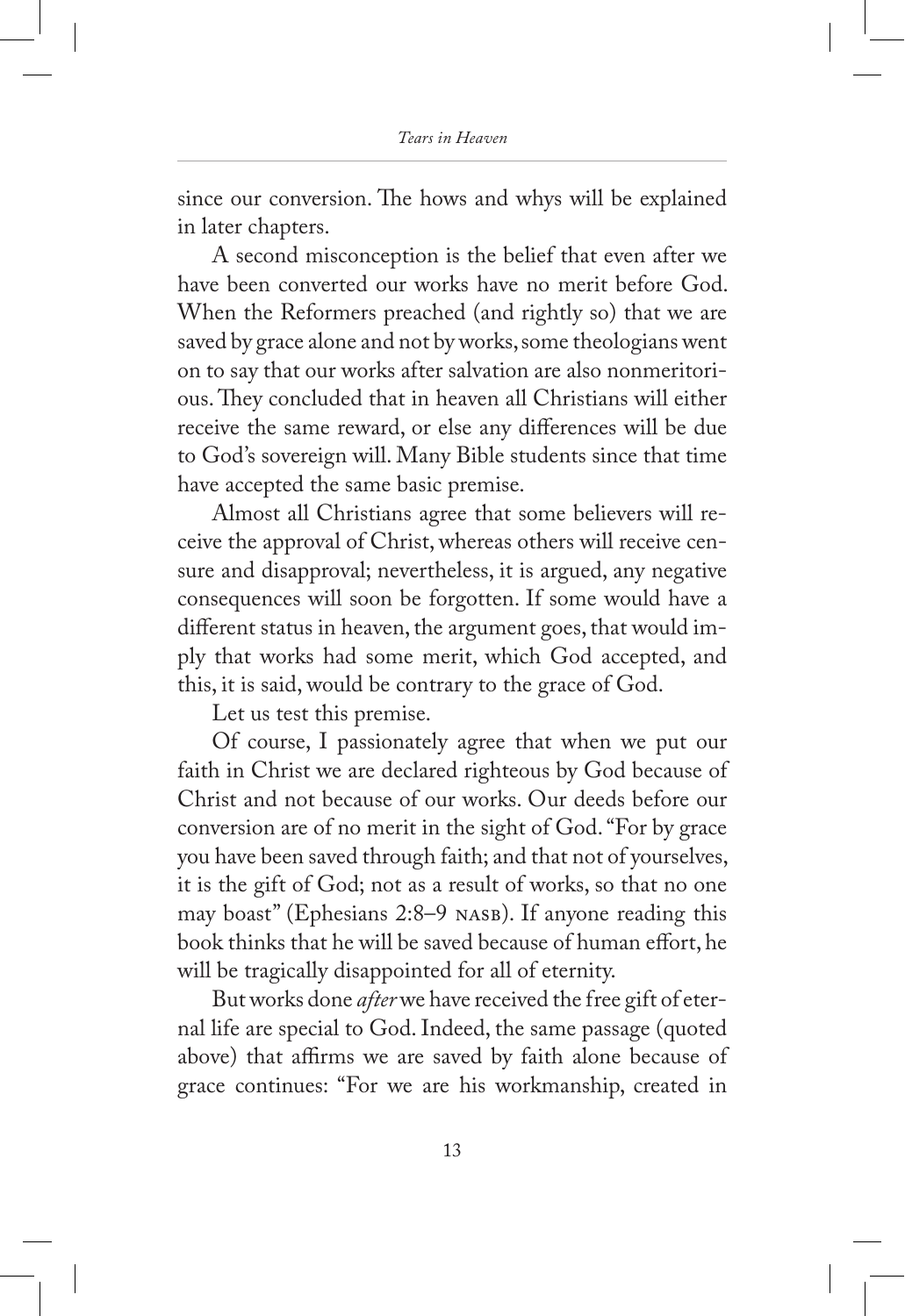since our conversion. The hows and whys will be explained in later chapters.

A second misconception is the belief that even after we have been converted our works have no merit before God. When the Reformers preached (and rightly so) that we are saved by grace alone and not by works, some theologians went on to say that our works after salvation are also nonmeritorious. They concluded that in heaven all Christians will either receive the same reward, or else any differences will be due to God's sovereign will. Many Bible students since that time have accepted the same basic premise.

Almost all Christians agree that some believers will receive the approval of Christ, whereas others will receive censure and disapproval; nevertheless, it is argued, any negative consequences will soon be forgotten. If some would have a different status in heaven, the argument goes, that would imply that works had some merit, which God accepted, and this, it is said, would be contrary to the grace of God.

Let us test this premise.

Of course, I passionately agree that when we put our faith in Christ we are declared righteous by God because of Christ and not because of our works. Our deeds before our conversion are of no merit in the sight of God. "For by grace you have been saved through faith; and that not of yourselves, it is the gift of God; not as a result of works, so that no one may boast" (Ephesians 2:8–9 NASB). If anyone reading this book thinks that he will be saved because of human effort, he will be tragically disappointed for all of eternity.

But works done *after* we have received the free gift of eternal life are special to God. Indeed, the same passage (quoted above) that affirms we are saved by faith alone because of grace continues: "For we are his workmanship, created in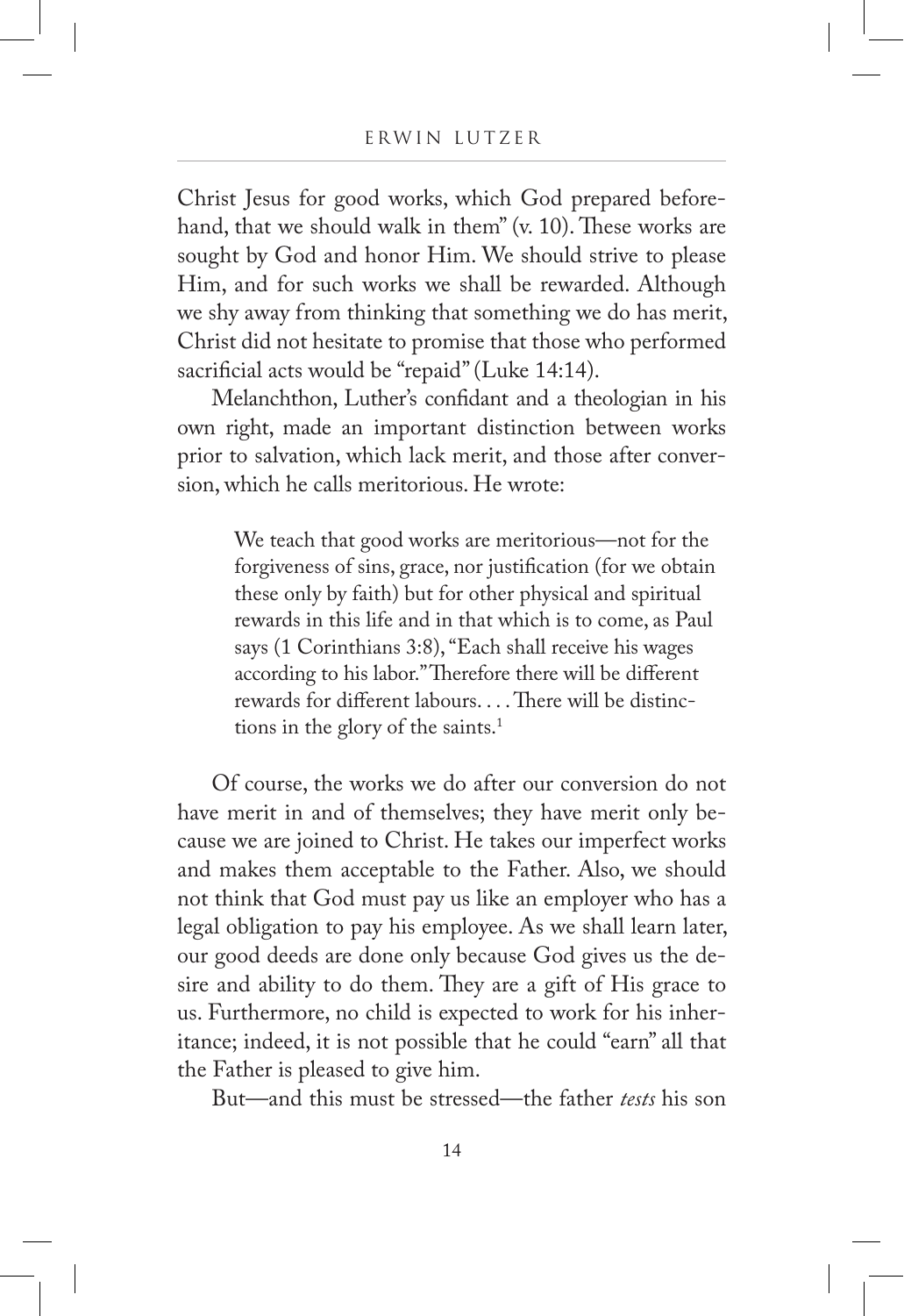Christ Jesus for good works, which God prepared beforehand, that we should walk in them" (v. 10). These works are sought by God and honor Him. We should strive to please Him, and for such works we shall be rewarded. Although we shy away from thinking that something we do has merit, Christ did not hesitate to promise that those who performed sacrificial acts would be "repaid" (Luke 14:14).

Melanchthon, Luther's confidant and a theologian in his own right, made an important distinction between works prior to salvation, which lack merit, and those after conversion, which he calls meritorious. He wrote:

> We teach that good works are meritorious—not for the forgiveness of sins, grace, nor justification (for we obtain these only by faith) but for other physical and spiritual rewards in this life and in that which is to come, as Paul says (1 Corinthians 3:8), "Each shall receive his wages according to his labor." Therefore there will be different rewards for different labours. . . . There will be distinctions in the glory of the saints.[1]

Of course, the works we do after our conversion do not have merit in and of themselves; they have merit only because we are joined to Christ. He takes our imperfect works and makes them acceptable to the Father. Also, we should not think that God must pay us like an employer who has a legal obligation to pay his employee. As we shall learn later, our good deeds are done only because God gives us the desire and ability to do them. They are a gift of His grace to us. Furthermore, no child is expected to work for his inheritance; indeed, it is not possible that he could "earn" all that the Father is pleased to give him.

But—and this must be stressed—the father *tests* his son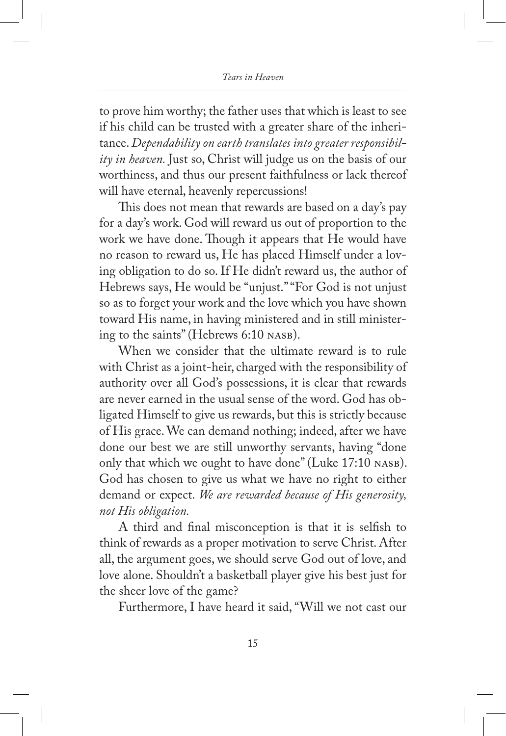to prove him worthy; the father uses that which is least to see if his child can be trusted with a greater share of the inheritance. *Dependability on earth translates into greater responsibility in heaven.* Just so, Christ will judge us on the basis of our worthiness, and thus our present faithfulness or lack thereof will have eternal, heavenly repercussions!

This does not mean that rewards are based on a day's pay for a day's work. God will reward us out of proportion to the work we have done. Though it appears that He would have no reason to reward us, He has placed Himself under a loving obligation to do so. If He didn't reward us, the author of Hebrews says, He would be "unjust." "For God is not unjust so as to forget your work and the love which you have shown toward His name, in having ministered and in still ministering to the saints" (Hebrews 6:10 NASB).

When we consider that the ultimate reward is to rule with Christ as a joint-heir, charged with the responsibility of authority over all God's possessions, it is clear that rewards are never earned in the usual sense of the word. God has obligated Himself to give us rewards, but this is strictly because of His grace. We can demand nothing; indeed, after we have done our best we are still unworthy servants, having "done only that which we ought to have done" (Luke 17:10 NASB). God has chosen to give us what we have no right to either demand or expect. *We are rewarded because of His generosity, not His obligation.*

A third and final misconception is that it is selfish to think of rewards as a proper motivation to serve Christ. After all, the argument goes, we should serve God out of love, and love alone. Shouldn't a basketball player give his best just for the sheer love of the game?

Furthermore, I have heard it said, "Will we not cast our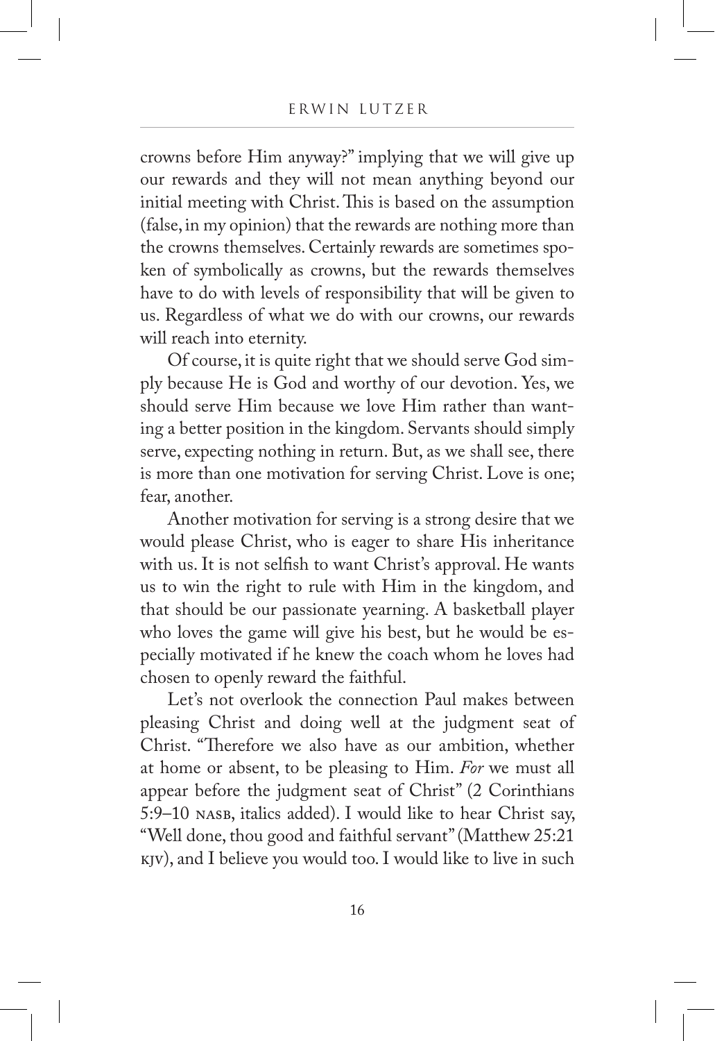crowns before Him anyway?" implying that we will give up our rewards and they will not mean anything beyond our initial meeting with Christ. This is based on the assumption (false, in my opinion) that the rewards are nothing more than the crowns themselves. Certainly rewards are sometimes spoken of symbolically as crowns, but the rewards themselves have to do with levels of responsibility that will be given to us. Regardless of what we do with our crowns, our rewards will reach into eternity.

Of course, it is quite right that we should serve God simply because He is God and worthy of our devotion. Yes, we should serve Him because we love Him rather than wanting a better position in the kingdom. Servants should simply serve, expecting nothing in return. But, as we shall see, there is more than one motivation for serving Christ. Love is one; fear, another.

Another motivation for serving is a strong desire that we would please Christ, who is eager to share His inheritance with us. It is not selfish to want Christ's approval. He wants us to win the right to rule with Him in the kingdom, and that should be our passionate yearning. A basketball player who loves the game will give his best, but he would be especially motivated if he knew the coach whom he loves had chosen to openly reward the faithful.

Let's not overlook the connection Paul makes between pleasing Christ and doing well at the judgment seat of Christ. "Therefore we also have as our ambition, whether at home or absent, to be pleasing to Him. *For* we must all appear before the judgment seat of Christ" (2 Corinthians 5:9–10 NASB, italics added). I would like to hear Christ say, "Well done, thou good and faithful servant" (Matthew 25:21 KJV), and I believe you would too. I would like to live in such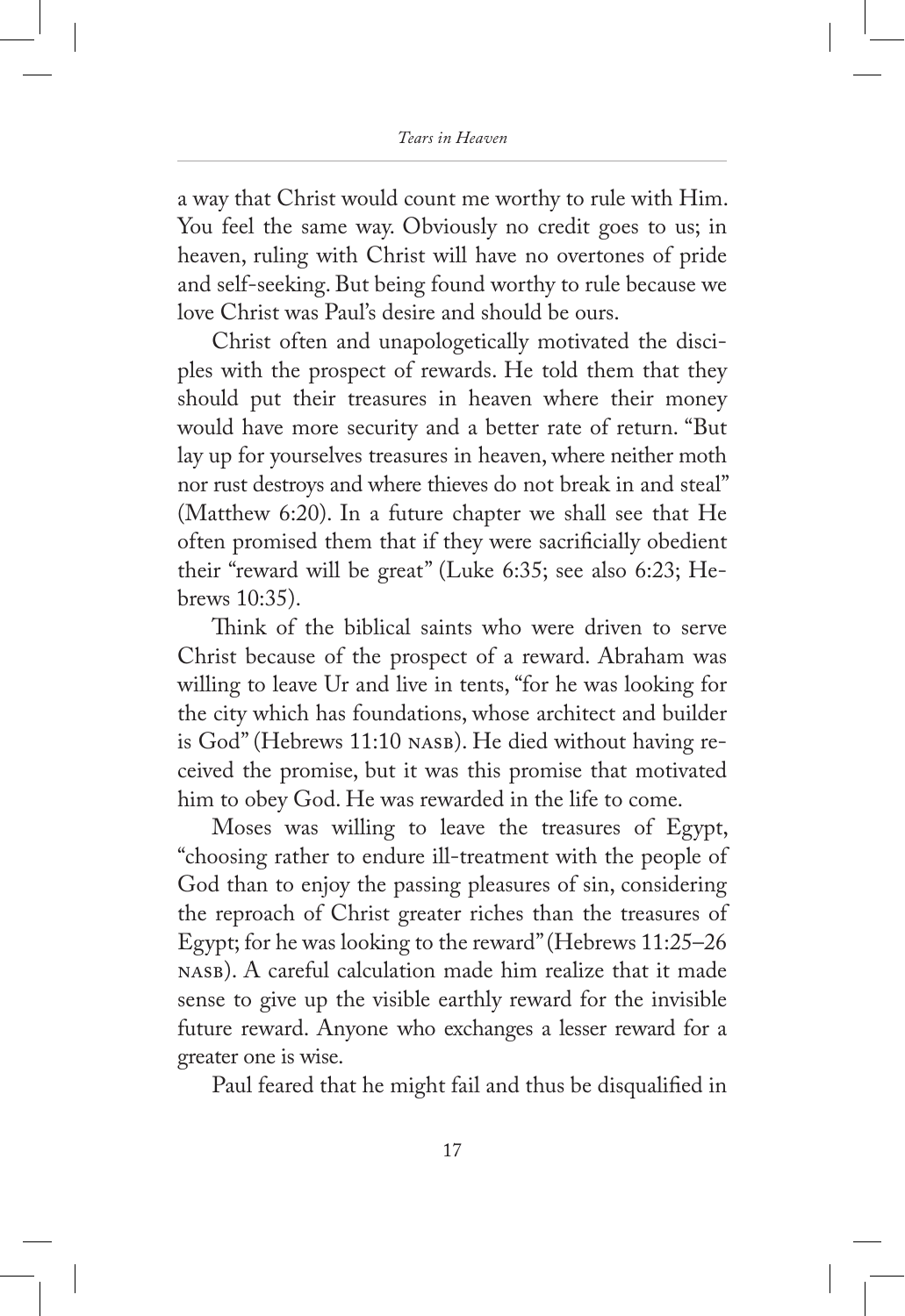a way that Christ would count me worthy to rule with Him. You feel the same way. Obviously no credit goes to us; in heaven, ruling with Christ will have no overtones of pride and self-seeking. But being found worthy to rule because we love Christ was Paul's desire and should be ours.

Christ often and unapologetically motivated the disciples with the prospect of rewards. He told them that they should put their treasures in heaven where their money would have more security and a better rate of return. "But lay up for yourselves treasures in heaven, where neither moth nor rust destroys and where thieves do not break in and steal" (Matthew 6:20). In a future chapter we shall see that He often promised them that if they were sacrificially obedient their "reward will be great" (Luke 6:35; see also 6:23; Hebrews 10:35).

Think of the biblical saints who were driven to serve Christ because of the prospect of a reward. Abraham was willing to leave Ur and live in tents, "for he was looking for the city which has foundations, whose architect and builder is God" (Hebrews 11:10 NASB). He died without having received the promise, but it was this promise that motivated him to obey God. He was rewarded in the life to come.

Moses was willing to leave the treasures of Egypt, "choosing rather to endure ill-treatment with the people of God than to enjoy the passing pleasures of sin, considering the reproach of Christ greater riches than the treasures of Egypt; for he was looking to the reward" (Hebrews 11:25–26 NASB). A careful calculation made him realize that it made sense to give up the visible earthly reward for the invisible future reward. Anyone who exchanges a lesser reward for a greater one is wise.

Paul feared that he might fail and thus be disqualified in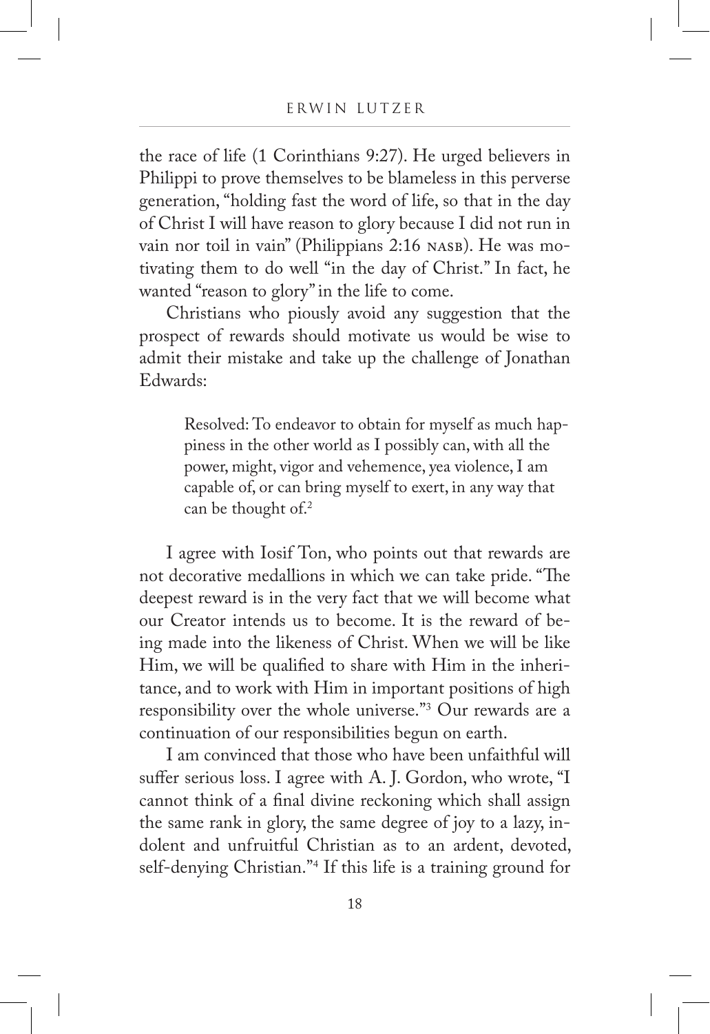the race of life (1 Corinthians 9:27). He urged believers in Philippi to prove themselves to be blameless in this perverse generation, "holding fast the word of life, so that in the day of Christ I will have reason to glory because I did not run in vain nor toil in vain" (Philippians 2:16 NASB). He was motivating them to do well "in the day of Christ." In fact, he wanted "reason to glory" in the life to come.

Christians who piously avoid any suggestion that the prospect of rewards should motivate us would be wise to admit their mistake and take up the challenge of Jonathan Edwards:

> Resolved: To endeavor to obtain for myself as much happiness in the other world as I possibly can, with all the power, might, vigor and vehemence, yea violence, I am capable of, or can bring myself to exert, in any way that can be thought of.[2]

I agree with Iosif Ton, who points out that rewards are not decorative medallions in which we can take pride. "The deepest reward is in the very fact that we will become what our Creator intends us to become. It is the reward of being made into the likeness of Christ. When we will be like Him, we will be qualified to share with Him in the inheritance, and to work with Him in important positions of high responsibility over the whole universe."[3] Our rewards are a continuation of our responsibilities begun on earth.

I am convinced that those who have been unfaithful will suffer serious loss. I agree with A. J. Gordon, who wrote, "I cannot think of a final divine reckoning which shall assign the same rank in glory, the same degree of joy to a lazy, indolent and unfruitful Christian as to an ardent, devoted, self-denying Christian."[4] If this life is a training ground for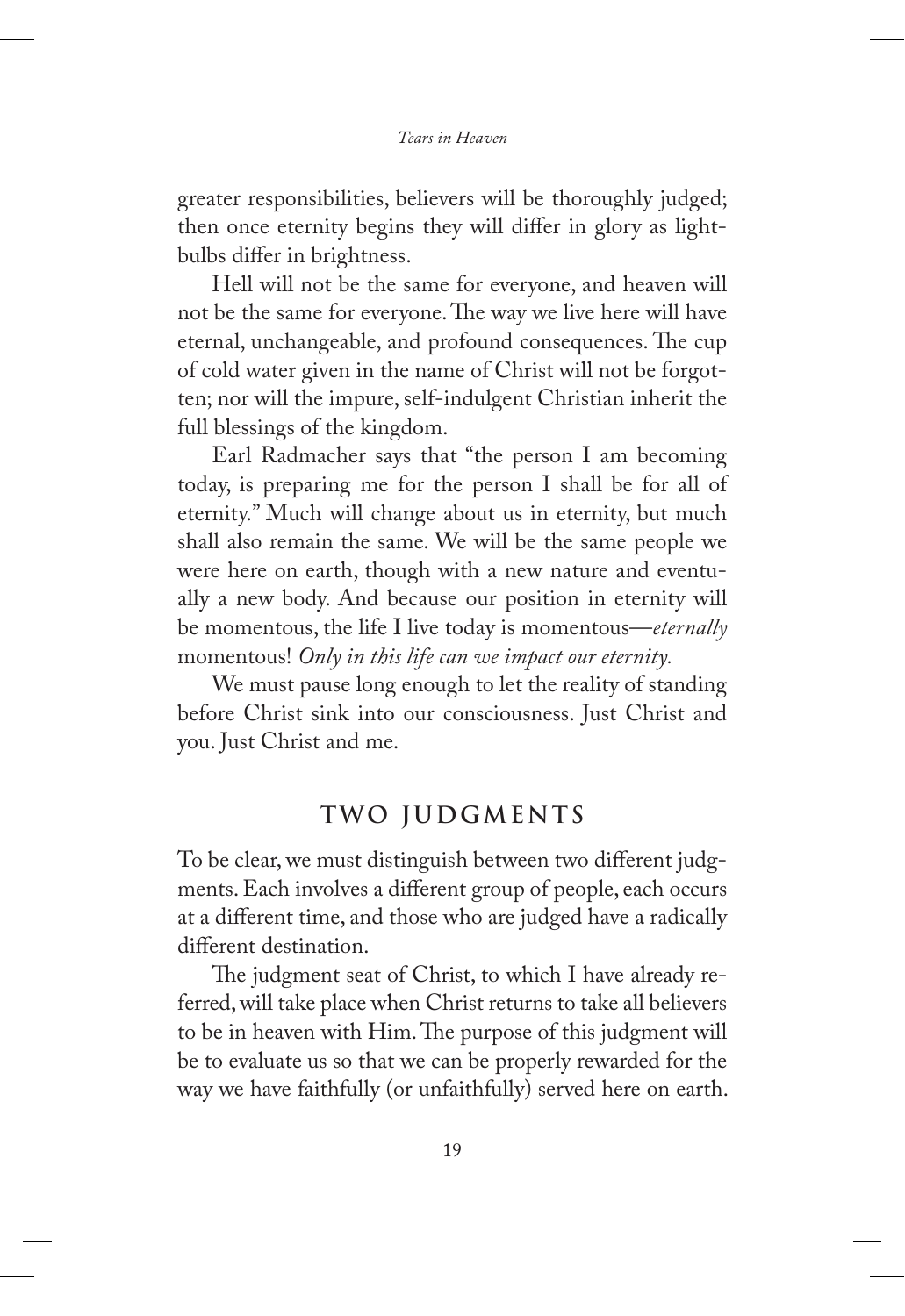greater responsibilities, believers will be thoroughly judged; then once eternity begins they will differ in glory as lightbulbs differ in brightness.

Hell will not be the same for everyone, and heaven will not be the same for everyone. The way we live here will have eternal, unchangeable, and profound consequences. The cup of cold water given in the name of Christ will not be forgotten; nor will the impure, self-indulgent Christian inherit the full blessings of the kingdom.

Earl Radmacher says that "the person I am becoming today, is preparing me for the person I shall be for all of eternity." Much will change about us in eternity, but much shall also remain the same. We will be the same people we were here on earth, though with a new nature and eventually a new body. And because our position in eternity will be momentous, the life I live today is momentous—*eternally* momentous! *Only in this life can we impact our eternity.*

We must pause long enough to let the reality of standing before Christ sink into our consciousness. Just Christ and you. Just Christ and me.

## TWO JUDGMENTS

To be clear, we must distinguish between two different judgments. Each involves a different group of people, each occurs at a different time, and those who are judged have a radically different destination.

The judgment seat of Christ, to which I have already referred, will take place when Christ returns to take all believers to be in heaven with Him. The purpose of this judgment will be to evaluate us so that we can be properly rewarded for the way we have faithfully (or unfaithfully) served here on earth.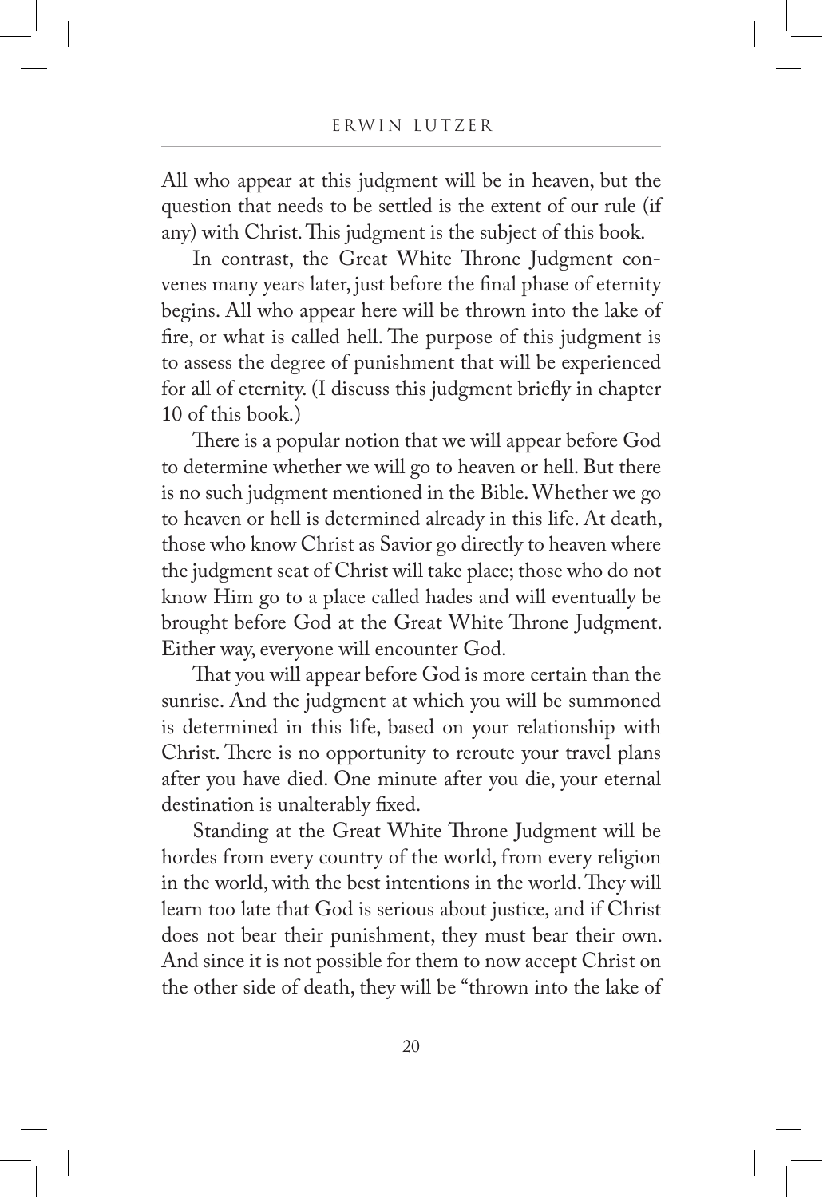All who appear at this judgment will be in heaven, but the question that needs to be settled is the extent of our rule (if any) with Christ. This judgment is the subject of this book.

In contrast, the Great White Throne Judgment convenes many years later, just before the final phase of eternity begins. All who appear here will be thrown into the lake of fire, or what is called hell. The purpose of this judgment is to assess the degree of punishment that will be experienced for all of eternity. (I discuss this judgment briefly in chapter 10 of this book.)

There is a popular notion that we will appear before God to determine whether we will go to heaven or hell. But there is no such judgment mentioned in the Bible. Whether we go to heaven or hell is determined already in this life. At death, those who know Christ as Savior go directly to heaven where the judgment seat of Christ will take place; those who do not know Him go to a place called hades and will eventually be brought before God at the Great White Throne Judgment. Either way, everyone will encounter God.

That you will appear before God is more certain than the sunrise. And the judgment at which you will be summoned is determined in this life, based on your relationship with Christ. There is no opportunity to reroute your travel plans after you have died. One minute after you die, your eternal destination is unalterably fixed.

Standing at the Great White Throne Judgment will be hordes from every country of the world, from every religion in the world, with the best intentions in the world. They will learn too late that God is serious about justice, and if Christ does not bear their punishment, they must bear their own. And since it is not possible for them to now accept Christ on the other side of death, they will be "thrown into the lake of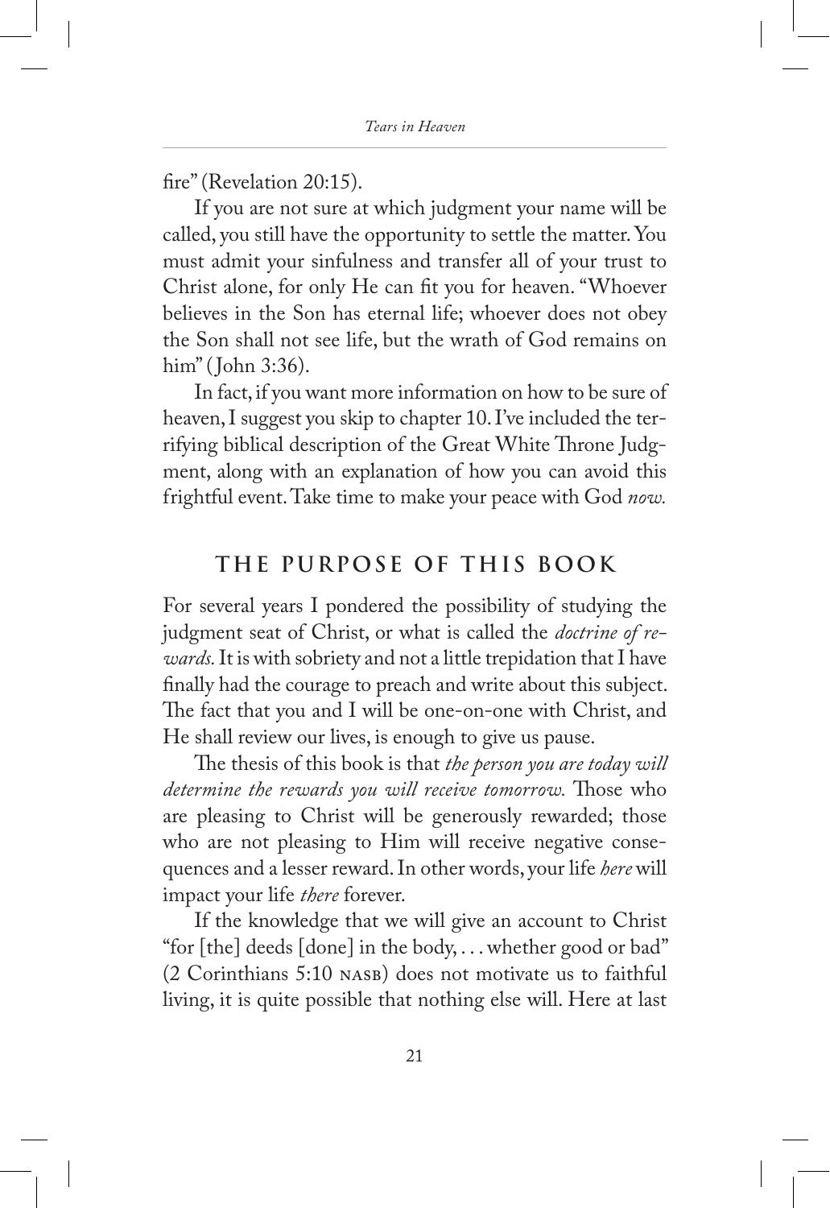fire" (Revelation 20:15).

If you are not sure at which judgment your name will be called, you still have the opportunity to settle the matter. You must admit your sinfulness and transfer all of your trust to Christ alone, for only He can fit you for heaven. "Whoever believes in the Son has eternal life; whoever does not obey the Son shall not see life, but the wrath of God remains on him" (John 3:36).

In fact, if you want more information on how to be sure of heaven, I suggest you skip to chapter 10. I've included the terrifying biblical description of the Great White Throne Judgment, along with an explanation of how you can avoid this frightful event. Take time to make your peace with God *now.*

## THE PURPOSE OF THIS BOOK

For several years I pondered the possibility of studying the judgment seat of Christ, or what is called the *doctrine of rewards.* It is with sobriety and not a little trepidation that I have finally had the courage to preach and write about this subject. The fact that you and I will be one-on-one with Christ, and He shall review our lives, is enough to give us pause.

The thesis of this book is that *the person you are today will determine the rewards you will receive tomorrow.* Those who are pleasing to Christ will be generously rewarded; those who are not pleasing to Him will receive negative consequences and a lesser reward. In other words, your life *here* will impact your life *there* forever.

If the knowledge that we will give an account to Christ "for [the] deeds [done] in the body, . . . whether good or bad" (2 Corinthians 5:10 NASB) does not motivate us to faithful living, it is quite possible that nothing else will. Here at last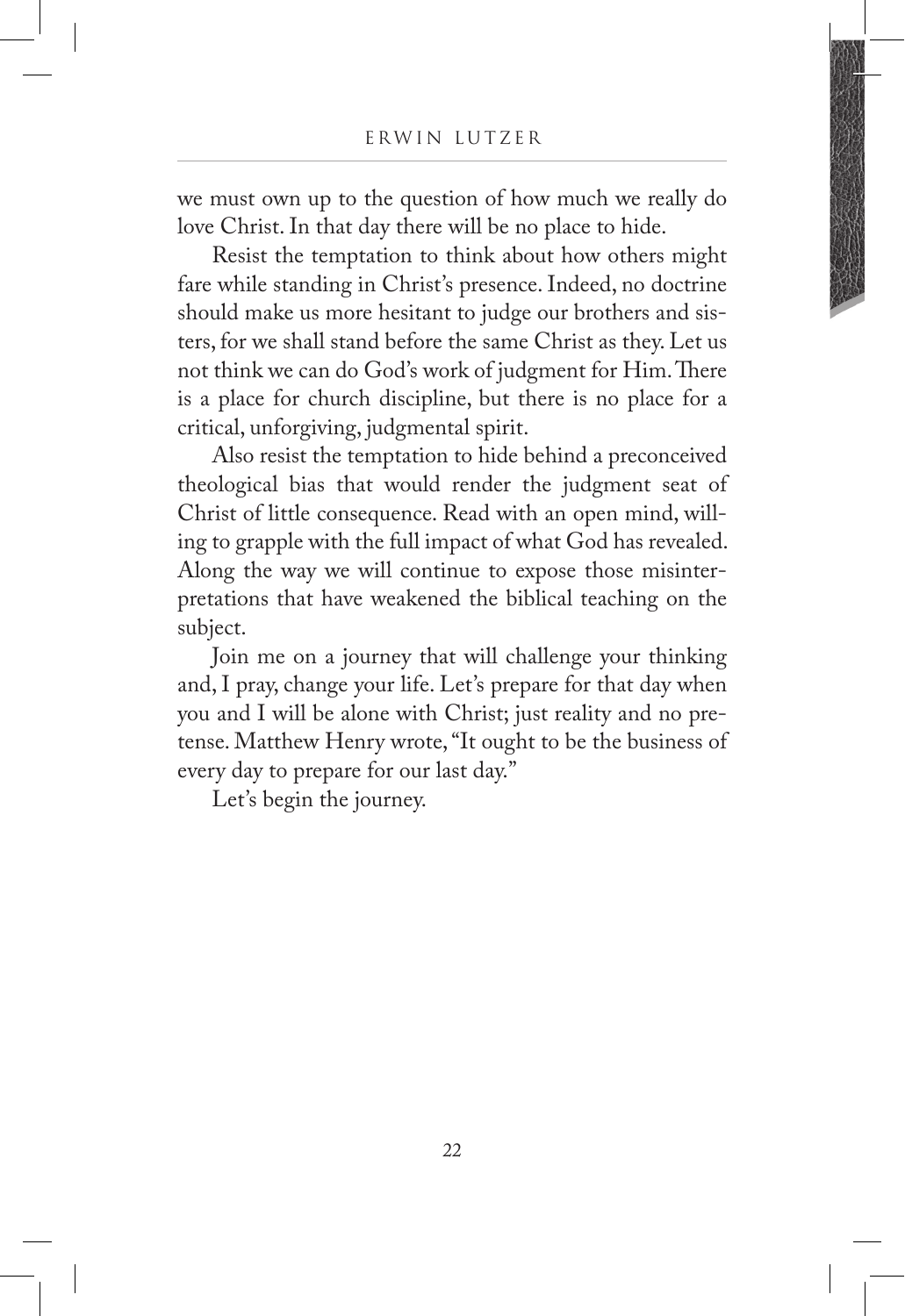we must own up to the question of how much we really do love Christ. In that day there will be no place to hide.

Resist the temptation to think about how others might fare while standing in Christ's presence. Indeed, no doctrine should make us more hesitant to judge our brothers and sisters, for we shall stand before the same Christ as they. Let us not think we can do God's work of judgment for Him. There is a place for church discipline, but there is no place for a critical, unforgiving, judgmental spirit.

Also resist the temptation to hide behind a preconceived theological bias that would render the judgment seat of Christ of little consequence. Read with an open mind, willing to grapple with the full impact of what God has revealed. Along the way we will continue to expose those misinterpretations that have weakened the biblical teaching on the subject.

Join me on a journey that will challenge your thinking and, I pray, change your life. Let's prepare for that day when you and I will be alone with Christ; just reality and no pretense. Matthew Henry wrote, "It ought to be the business of every day to prepare for our last day."

Let's begin the journey.